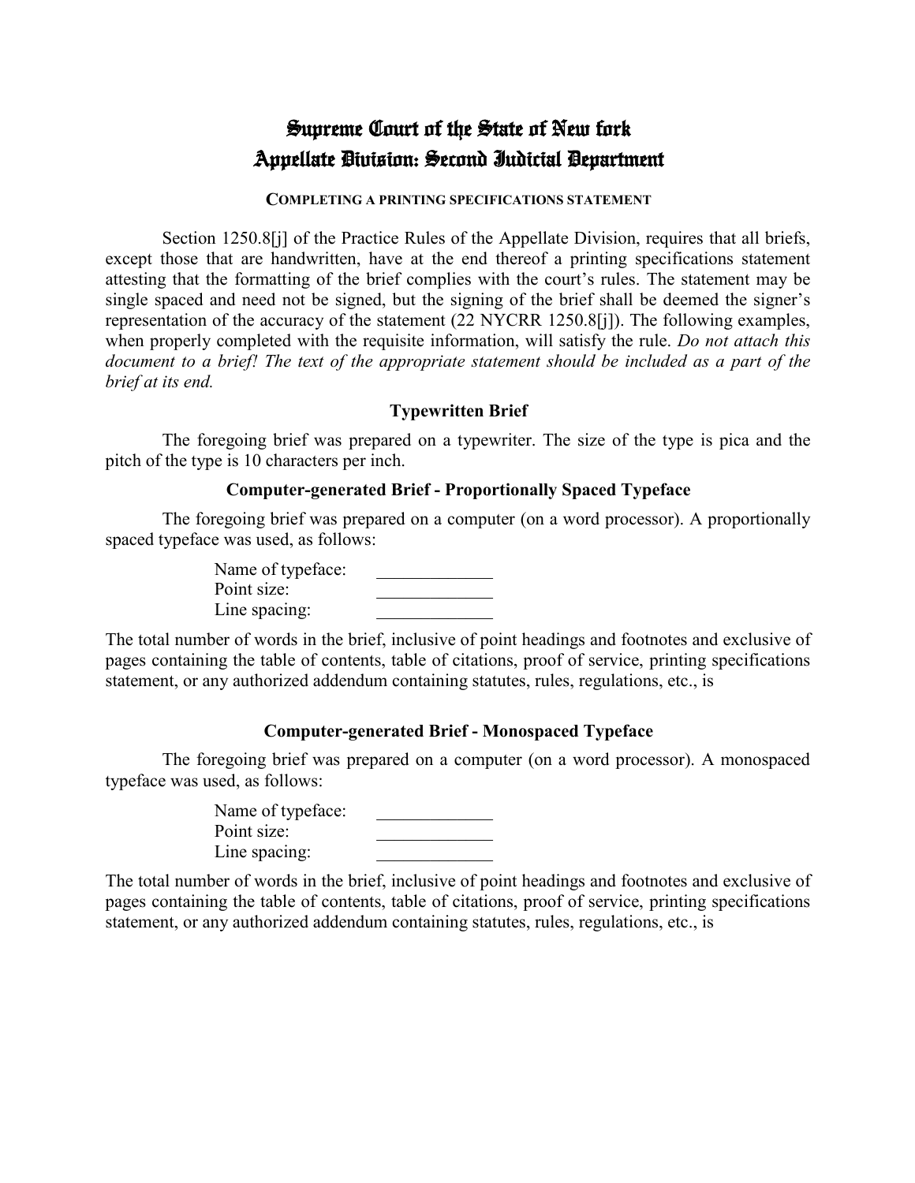# Supreme Court of the State of New York
# Appellate Division: Second Judicial Department

**COMPLETING A PRINTING SPECIFICATIONS STATEMENT**

Section 1250.8[j] of the Practice Rules of the Appellate Division, requires that all briefs, except those that are handwritten, have at the end thereof a printing specifications statement attesting that the formatting of the brief complies with the court's rules. The statement may be single spaced and need not be signed, but the signing of the brief shall be deemed the signer's representation of the accuracy of the statement (22 NYCRR 1250.8[j]). The following examples, when properly completed with the requisite information, will satisfy the rule. *Do not attach this document to a brief! The text of the appropriate statement should be included as a part of the brief at its end.*

### Typewritten Brief

The foregoing brief was prepared on a typewriter. The size of the type is pica and the pitch of the type is 10 characters per inch.

### Computer-generated Brief - Proportionally Spaced Typeface

The foregoing brief was prepared on a computer (on a word processor). A proportionally spaced typeface was used, as follows:

Name of typeface: _____________
Point size: _____________
Line spacing: _____________

The total number of words in the brief, inclusive of point headings and footnotes and exclusive of pages containing the table of contents, table of citations, proof of service, printing specifications statement, or any authorized addendum containing statutes, rules, regulations, etc., is

### Computer-generated Brief - Monospaced Typeface

The foregoing brief was prepared on a computer (on a word processor). A monospaced typeface was used, as follows:

Name of typeface: _____________
Point size: _____________
Line spacing: _____________

The total number of words in the brief, inclusive of point headings and footnotes and exclusive of pages containing the table of contents, table of citations, proof of service, printing specifications statement, or any authorized addendum containing statutes, rules, regulations, etc., is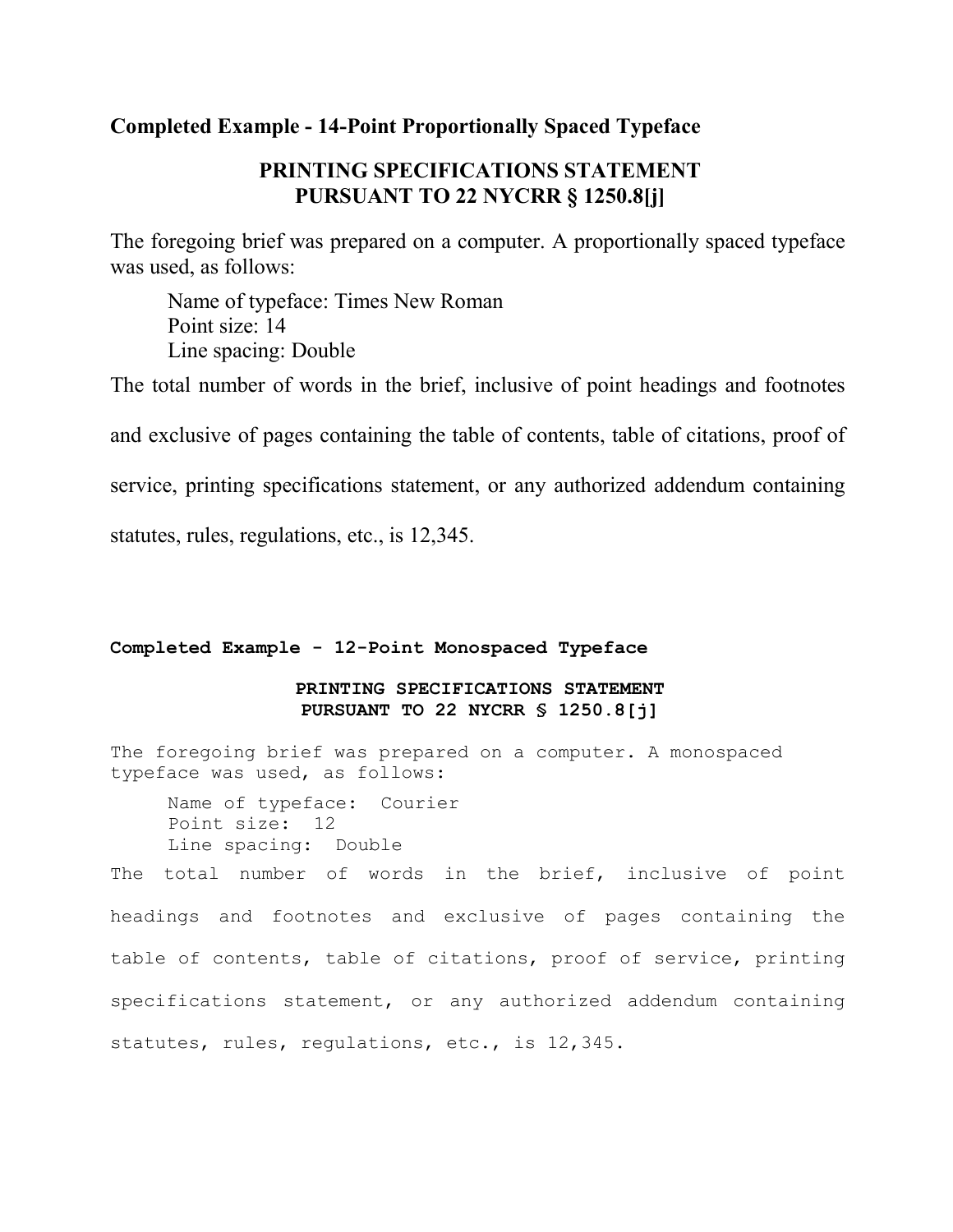**Completed Example - 14-Point Proportionally Spaced Typeface**

**PRINTING SPECIFICATIONS STATEMENT**
**PURSUANT TO 22 NYCRR § 1250.8[j]**

The foregoing brief was prepared on a computer. A proportionally spaced typeface was used, as follows:

Name of typeface: Times New Roman
Point size: 14
Line spacing: Double

The total number of words in the brief, inclusive of point headings and footnotes and exclusive of pages containing the table of contents, table of citations, proof of service, printing specifications statement, or any authorized addendum containing statutes, rules, regulations, etc., is 12,345.

**Completed Example - 12-Point Monospaced Typeface**

**PRINTING SPECIFICATIONS STATEMENT**
**PURSUANT TO 22 NYCRR § 1250.8[j]**

The foregoing brief was prepared on a computer. A monospaced typeface was used, as follows:

Name of typeface: Courier
Point size: 12
Line spacing: Double

The total number of words in the brief, inclusive of point headings and footnotes and exclusive of pages containing the table of contents, table of citations, proof of service, printing specifications statement, or any authorized addendum containing statutes, rules, regulations, etc., is 12,345.